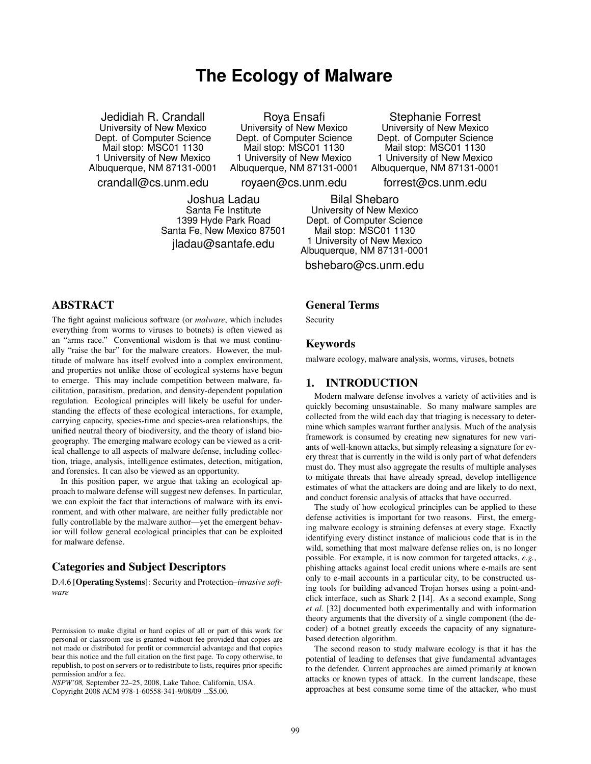# The Ecology of Malware

Jedidiah R. Crandall
University of New Mexico
Dept. of Computer Science
Mail stop: MSC01 1130
1 University of New Mexico
Albuquerque, NM 87131-0001
crandall@cs.unm.edu

Roya Ensafi
University of New Mexico
Dept. of Computer Science
Mail stop: MSC01 1130
1 University of New Mexico
Albuquerque, NM 87131-0001
royaen@cs.unm.edu

Stephanie Forrest
University of New Mexico
Dept. of Computer Science
Mail stop: MSC01 1130
1 University of New Mexico
Albuquerque, NM 87131-0001
forrest@cs.unm.edu

Joshua Ladau
Santa Fe Institute
1399 Hyde Park Road
Santa Fe, New Mexico 87501
jladau@santafe.edu

Bilal Shebaro
University of New Mexico
Dept. of Computer Science
Mail stop: MSC01 1130
1 University of New Mexico
Albuquerque, NM 87131-0001
bshebaro@cs.unm.edu

## ABSTRACT

The fight against malicious software (or *malware*, which includes everything from worms to viruses to botnets) is often viewed as an "arms race." Conventional wisdom is that we must continually "raise the bar" for the malware creators. However, the multitude of malware has itself evolved into a complex environment, and properties not unlike those of ecological systems have begun to emerge. This may include competition between malware, facilitation, parasitism, predation, and density-dependent population regulation. Ecological principles will likely be useful for understanding the effects of these ecological interactions, for example, carrying capacity, species-time and species-area relationships, the unified neutral theory of biodiversity, and the theory of island biogeography. The emerging malware ecology can be viewed as a critical challenge to all aspects of malware defense, including collection, triage, analysis, intelligence estimates, detection, mitigation, and forensics. It can also be viewed as an opportunity.

In this position paper, we argue that taking an ecological approach to malware defense will suggest new defenses. In particular, we can exploit the fact that interactions of malware with its environment, and with other malware, are neither fully predictable nor fully controllable by the malware author—yet the emergent behavior will follow general ecological principles that can be exploited for malware defense.

### Categories and Subject Descriptors

D.4.6 [**Operating Systems**]: Security and Protection–*invasive software*

Permission to make digital or hard copies of all or part of this work for personal or classroom use is granted without fee provided that copies are not made or distributed for profit or commercial advantage and that copies bear this notice and the full citation on the first page. To copy otherwise, to republish, to post on servers or to redistribute to lists, requires prior specific permission and/or a fee.
*NSPW'08,* September 22–25, 2008, Lake Tahoe, California, USA.
Copyright 2008 ACM 978-1-60558-341-9/08/09 ...$5.00.

### General Terms

Security

### Keywords

malware ecology, malware analysis, worms, viruses, botnets

## 1. INTRODUCTION

Modern malware defense involves a variety of activities and is quickly becoming unsustainable. So many malware samples are collected from the wild each day that triaging is necessary to determine which samples warrant further analysis. Much of the analysis framework is consumed by creating new signatures for new variants of well-known attacks, but simply releasing a signature for every threat that is currently in the wild is only part of what defenders must do. They must also aggregate the results of multiple analyses to mitigate threats that have already spread, develop intelligence estimates of what the attackers are doing and are likely to do next, and conduct forensic analysis of attacks that have occurred.

The study of how ecological principles can be applied to these defense activities is important for two reasons. First, the emerging malware ecology is straining defenses at every stage. Exactly identifying every distinct instance of malicious code that is in the wild, something that most malware defense relies on, is no longer possible. For example, it is now common for targeted attacks, *e.g.*, phishing attacks against local credit unions where e-mails are sent only to e-mail accounts in a particular city, to be constructed using tools for building advanced Trojan horses using a point-and-click interface, such as Shark 2 [14]. As a second example, Song *et al.* [32] documented both experimentally and with information theory arguments that the diversity of a single component (the decoder) of a botnet greatly exceeds the capacity of any signature-based detection algorithm.

The second reason to study malware ecology is that it has the potential of leading to defenses that give fundamental advantages to the defender. Current approaches are aimed primarily at known attacks or known types of attack. In the current landscape, these approaches at best consume some time of the attacker, who must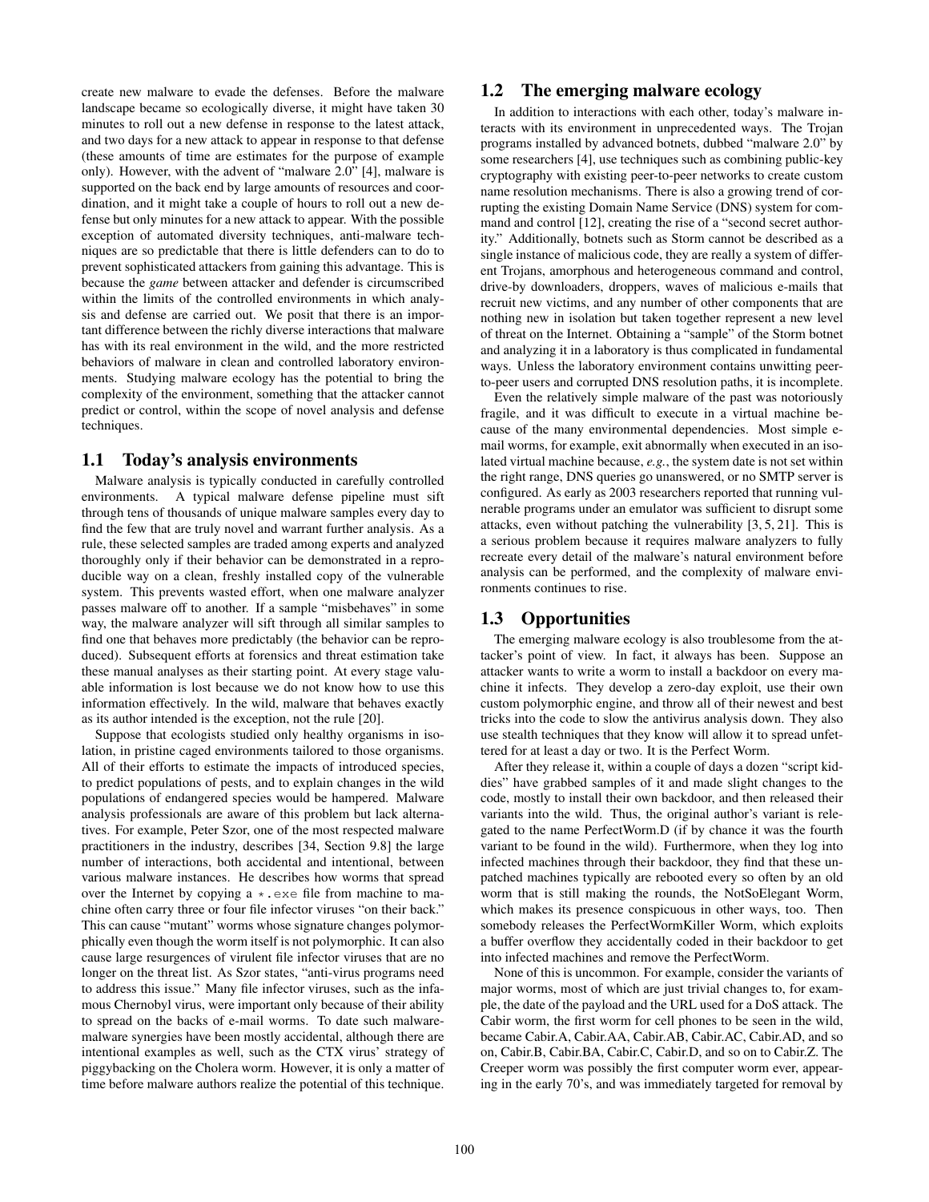create new malware to evade the defenses. Before the malware landscape became so ecologically diverse, it might have taken 30 minutes to roll out a new defense in response to the latest attack, and two days for a new attack to appear in response to that defense (these amounts of time are estimates for the purpose of example only). However, with the advent of "malware 2.0" [4], malware is supported on the back end by large amounts of resources and coordination, and it might take a couple of hours to roll out a new defense but only minutes for a new attack to appear. With the possible exception of automated diversity techniques, anti-malware techniques are so predictable that there is little defenders can to do to prevent sophisticated attackers from gaining this advantage. This is because the *game* between attacker and defender is circumscribed within the limits of the controlled environments in which analysis and defense are carried out. We posit that there is an important difference between the richly diverse interactions that malware has with its real environment in the wild, and the more restricted behaviors of malware in clean and controlled laboratory environments. Studying malware ecology has the potential to bring the complexity of the environment, something that the attacker cannot predict or control, within the scope of novel analysis and defense techniques.

## 1.1 Today's analysis environments

Malware analysis is typically conducted in carefully controlled environments. A typical malware defense pipeline must sift through tens of thousands of unique malware samples every day to find the few that are truly novel and warrant further analysis. As a rule, these selected samples are traded among experts and analyzed thoroughly only if their behavior can be demonstrated in a reproducible way on a clean, freshly installed copy of the vulnerable system. This prevents wasted effort, when one malware analyzer passes malware off to another. If a sample "misbehaves" in some way, the malware analyzer will sift through all similar samples to find one that behaves more predictably (the behavior can be reproduced). Subsequent efforts at forensics and threat estimation take these manual analyses as their starting point. At every stage valuable information is lost because we do not know how to use this information effectively. In the wild, malware that behaves exactly as its author intended is the exception, not the rule [20].

Suppose that ecologists studied only healthy organisms in isolation, in pristine caged environments tailored to those organisms. All of their efforts to estimate the impacts of introduced species, to predict populations of pests, and to explain changes in the wild populations of endangered species would be hampered. Malware analysis professionals are aware of this problem but lack alternatives. For example, Peter Szor, one of the most respected malware practitioners in the industry, describes [34, Section 9.8] the large number of interactions, both accidental and intentional, between various malware instances. He describes how worms that spread over the Internet by copying a `*.exe` file from machine to machine often carry three or four file infector viruses "on their back." This can cause "mutant" worms whose signature changes polymorphically even though the worm itself is not polymorphic. It can also cause large resurgences of virulent file infector viruses that are no longer on the threat list. As Szor states, "anti-virus programs need to address this issue." Many file infector viruses, such as the infamous Chernobyl virus, were important only because of their ability to spread on the backs of e-mail worms. To date such malware-malware synergies have been mostly accidental, although there are intentional examples as well, such as the CTX virus' strategy of piggybacking on the Cholera worm. However, it is only a matter of time before malware authors realize the potential of this technique.

## 1.2 The emerging malware ecology

In addition to interactions with each other, today's malware interacts with its environment in unprecedented ways. The Trojan programs installed by advanced botnets, dubbed "malware 2.0" by some researchers [4], use techniques such as combining public-key cryptography with existing peer-to-peer networks to create custom name resolution mechanisms. There is also a growing trend of corrupting the existing Domain Name Service (DNS) system for command and control [12], creating the rise of a "second secret authority." Additionally, botnets such as Storm cannot be described as a single instance of malicious code, they are really a system of different Trojans, amorphous and heterogeneous command and control, drive-by downloaders, droppers, waves of malicious e-mails that recruit new victims, and any number of other components that are nothing new in isolation but taken together represent a new level of threat on the Internet. Obtaining a "sample" of the Storm botnet and analyzing it in a laboratory is thus complicated in fundamental ways. Unless the laboratory environment contains unwitting peer-to-peer users and corrupted DNS resolution paths, it is incomplete.

Even the relatively simple malware of the past was notoriously fragile, and it was difficult to execute in a virtual machine because of the many environmental dependencies. Most simple e-mail worms, for example, exit abnormally when executed in an isolated virtual machine because, *e.g.*, the system date is not set within the right range, DNS queries go unanswered, or no SMTP server is configured. As early as 2003 researchers reported that running vulnerable programs under an emulator was sufficient to disrupt some attacks, even without patching the vulnerability [3, 5, 21]. This is a serious problem because it requires malware analyzers to fully recreate every detail of the malware's natural environment before analysis can be performed, and the complexity of malware environments continues to rise.

## 1.3 Opportunities

The emerging malware ecology is also troublesome from the attacker's point of view. In fact, it always has been. Suppose an attacker wants to write a worm to install a backdoor on every machine it infects. They develop a zero-day exploit, use their own custom polymorphic engine, and throw all of their newest and best tricks into the code to slow the antivirus analysis down. They also use stealth techniques that they know will allow it to spread unfettered for at least a day or two. It is the Perfect Worm.

After they release it, within a couple of days a dozen "script kiddies" have grabbed samples of it and made slight changes to the code, mostly to install their own backdoor, and then released their variants into the wild. Thus, the original author's variant is relegated to the name PerfectWorm.D (if by chance it was the fourth variant to be found in the wild). Furthermore, when they log into infected machines through their backdoor, they find that these unpatched machines typically are rebooted every so often by an old worm that is still making the rounds, the NotSoElegant Worm, which makes its presence conspicuous in other ways, too. Then somebody releases the PerfectWormKiller Worm, which exploits a buffer overflow they accidentally coded in their backdoor to get into infected machines and remove the PerfectWorm.

None of this is uncommon. For example, consider the variants of major worms, most of which are just trivial changes to, for example, the date of the payload and the URL used for a DoS attack. The Cabir worm, the first worm for cell phones to be seen in the wild, became Cabir.A, Cabir.AA, Cabir.AB, Cabir.AC, Cabir.AD, and so on, Cabir.B, Cabir.BA, Cabir.C, Cabir.D, and so on to Cabir.Z. The Creeper worm was possibly the first computer worm ever, appearing in the early 70's, and was immediately targeted for removal by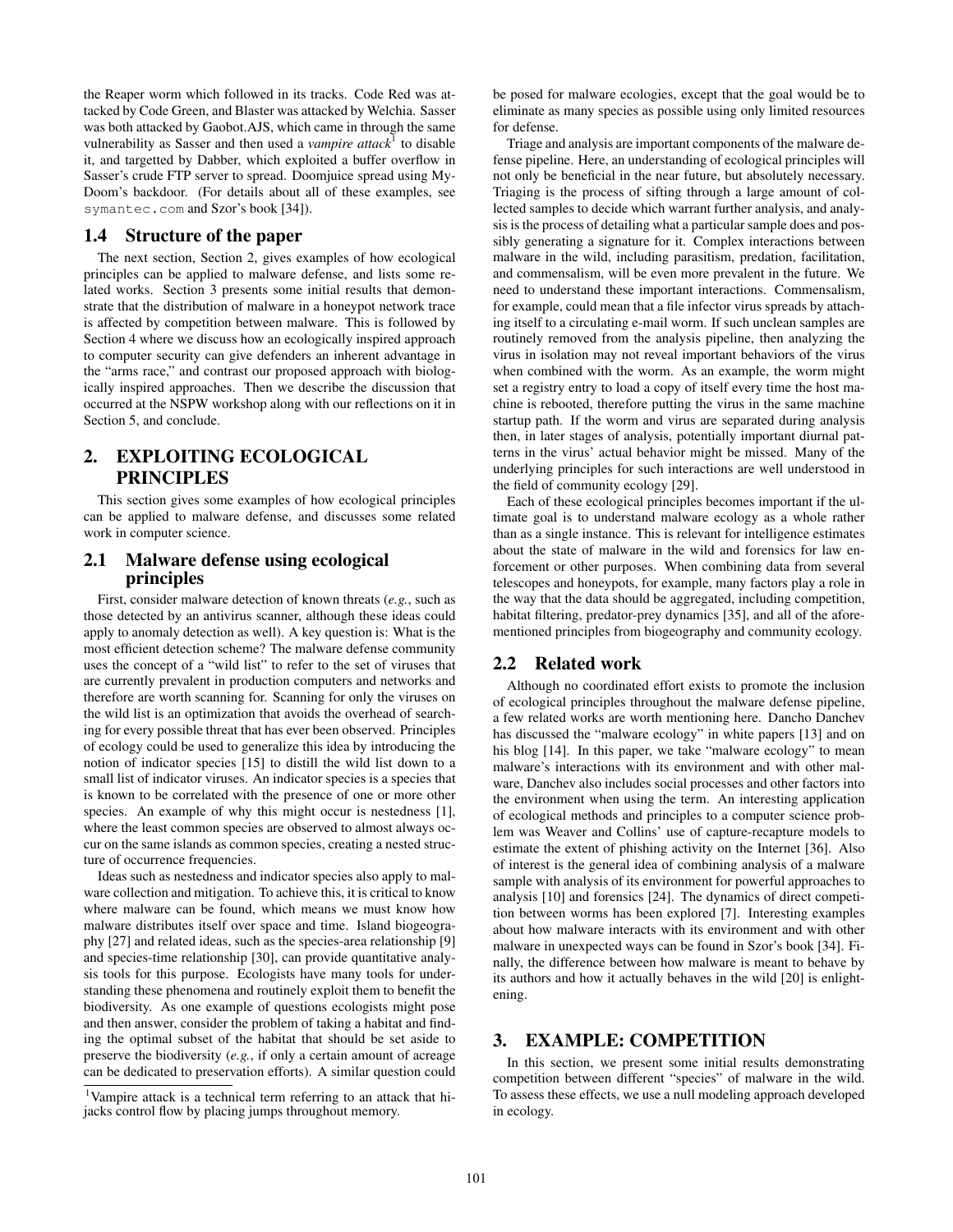the Reaper worm which followed in its tracks. Code Red was attacked by Code Green, and Blaster was attacked by Welchia. Sasser was both attacked by Gaobot.AJS, which came in through the same vulnerability as Sasser and then used a *vampire attack*[1] to disable it, and targetted by Dabber, which exploited a buffer overflow in Sasser's crude FTP server to spread. Doomjuice spread using MyDoom's backdoor. (For details about all of these examples, see `symantec.com` and Szor's book [34]).

### 1.4 Structure of the paper

The next section, Section 2, gives examples of how ecological principles can be applied to malware defense, and lists some related works. Section 3 presents some initial results that demonstrate that the distribution of malware in a honeypot network trace is affected by competition between malware. This is followed by Section 4 where we discuss how an ecologically inspired approach to computer security can give defenders an inherent advantage in the "arms race," and contrast our proposed approach with biologically inspired approaches. Then we describe the discussion that occurred at the NSPW workshop along with our reflections on it in Section 5, and conclude.

## 2. EXPLOITING ECOLOGICAL PRINCIPLES

This section gives some examples of how ecological principles can be applied to malware defense, and discusses some related work in computer science.

### 2.1 Malware defense using ecological principles

First, consider malware detection of known threats (*e.g.*, such as those detected by an antivirus scanner, although these ideas could apply to anomaly detection as well). A key question is: What is the most efficient detection scheme? The malware defense community uses the concept of a "wild list" to refer to the set of viruses that are currently prevalent in production computers and networks and therefore are worth scanning for. Scanning for only the viruses on the wild list is an optimization that avoids the overhead of searching for every possible threat that has ever been observed. Principles of ecology could be used to generalize this idea by introducing the notion of indicator species [15] to distill the wild list down to a small list of indicator viruses. An indicator species is a species that is known to be correlated with the presence of one or more other species. An example of why this might occur is nestedness [1], where the least common species are observed to almost always occur on the same islands as common species, creating a nested structure of occurrence frequencies.

Ideas such as nestedness and indicator species also apply to malware collection and mitigation. To achieve this, it is critical to know where malware can be found, which means we must know how malware distributes itself over space and time. Island biogeography [27] and related ideas, such as the species-area relationship [9] and species-time relationship [30], can provide quantitative analysis tools for this purpose. Ecologists have many tools for understanding these phenomena and routinely exploit them to benefit the biodiversity. As one example of questions ecologists might pose and then answer, consider the problem of taking a habitat and finding the optimal subset of the habitat that should be set aside to preserve the biodiversity (*e.g.*, if only a certain amount of acreage can be dedicated to preservation efforts). A similar question could be posed for malware ecologies, except that the goal would be to eliminate as many species as possible using only limited resources for defense.

Triage and analysis are important components of the malware defense pipeline. Here, an understanding of ecological principles will not only be beneficial in the near future, but absolutely necessary. Triaging is the process of sifting through a large amount of collected samples to decide which warrant further analysis, and analysis is the process of detailing what a particular sample does and possibly generating a signature for it. Complex interactions between malware in the wild, including parasitism, predation, facilitation, and commensalism, will be even more prevalent in the future. We need to understand these important interactions. Commensalism, for example, could mean that a file infector virus spreads by attaching itself to a circulating e-mail worm. If such unclean samples are routinely removed from the analysis pipeline, then analyzing the virus in isolation may not reveal important behaviors of the virus when combined with the worm. As an example, the worm might set a registry entry to load a copy of itself every time the host machine is rebooted, therefore putting the virus in the same machine startup path. If the worm and virus are separated during analysis then, in later stages of analysis, potentially important diurnal patterns in the virus' actual behavior might be missed. Many of the underlying principles for such interactions are well understood in the field of community ecology [29].

Each of these ecological principles becomes important if the ultimate goal is to understand malware ecology as a whole rather than as a single instance. This is relevant for intelligence estimates about the state of malware in the wild and forensics for law enforcement or other purposes. When combining data from several telescopes and honeypots, for example, many factors play a role in the way that the data should be aggregated, including competition, habitat filtering, predator-prey dynamics [35], and all of the aforementioned principles from biogeography and community ecology.

### 2.2 Related work

Although no coordinated effort exists to promote the inclusion of ecological principles throughout the malware defense pipeline, a few related works are worth mentioning here. Dancho Danchev has discussed the "malware ecology" in white papers [13] and on his blog [14]. In this paper, we take "malware ecology" to mean malware's interactions with its environment and with other malware, Danchev also includes social processes and other factors into the environment when using the term. An interesting application of ecological methods and principles to a computer science problem was Weaver and Collins' use of capture-recapture models to estimate the extent of phishing activity on the Internet [36]. Also of interest is the general idea of combining analysis of a malware sample with analysis of its environment for powerful approaches to analysis [10] and forensics [24]. The dynamics of direct competition between worms has been explored [7]. Interesting examples about how malware interacts with its environment and with other malware in unexpected ways can be found in Szor's book [34]. Finally, the difference between how malware is meant to behave by its authors and how it actually behaves in the wild [20] is enlightening.

## 3. EXAMPLE: COMPETITION

In this section, we present some initial results demonstrating competition between different "species" of malware in the wild. To assess these effects, we use a null modeling approach developed in ecology.

[1]Vampire attack is a technical term referring to an attack that hijacks control flow by placing jumps throughout memory.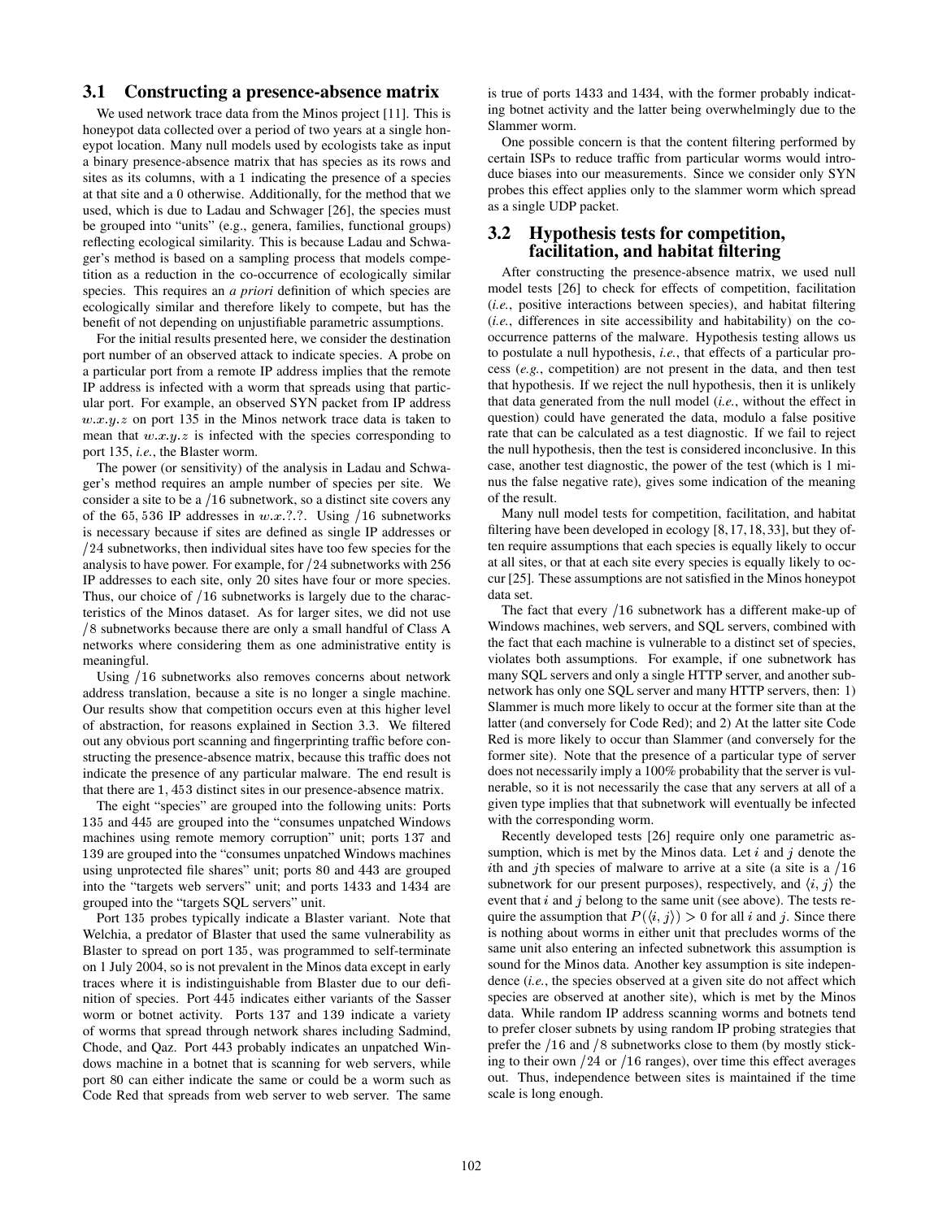### 3.1 Constructing a presence-absence matrix

We used network trace data from the Minos project [11]. This is honeypot data collected over a period of two years at a single honeypot location. Many null models used by ecologists take as input a binary presence-absence matrix that has species as its rows and sites as its columns, with a 1 indicating the presence of a species at that site and a 0 otherwise. Additionally, for the method that we used, which is due to Ladau and Schwager [26], the species must be grouped into "units" (e.g., genera, families, functional groups) reflecting ecological similarity. This is because Ladau and Schwager's method is based on a sampling process that models competition as a reduction in the co-occurrence of ecologically similar species. This requires an *a priori* definition of which species are ecologically similar and therefore likely to compete, but has the benefit of not depending on unjustifiable parametric assumptions.

For the initial results presented here, we consider the destination port number of an observed attack to indicate species. A probe on a particular port from a remote IP address implies that the remote IP address is infected with a worm that spreads using that particular port. For example, an observed SYN packet from IP address $w.x.y.z$ on port 135 in the Minos network trace data is taken to mean that $w.x.y.z$ is infected with the species corresponding to port 135, *i.e.*, the Blaster worm.

The power (or sensitivity) of the analysis in Ladau and Schwager's method requires an ample number of species per site. We consider a site to be a $/16$ subnetwork, so a distinct site covers any of the $65,536$ IP addresses in $w.x.?.?$. Using $/16$ subnetworks is necessary because if sites are defined as single IP addresses or $/24$ subnetworks, then individual sites have too few species for the analysis to have power. For example, for $/24$ subnetworks with 256 IP addresses to each site, only 20 sites have four or more species. Thus, our choice of $/16$ subnetworks is largely due to the characteristics of the Minos dataset. As for larger sites, we did not use $/8$ subnetworks because there are only a small handful of Class A networks where considering them as one administrative entity is meaningful.

Using $/16$ subnetworks also removes concerns about network address translation, because a site is no longer a single machine. Our results show that competition occurs even at this higher level of abstraction, for reasons explained in Section 3.3. We filtered out any obvious port scanning and fingerprinting traffic before constructing the presence-absence matrix, because this traffic does not indicate the presence of any particular malware. The end result is that there are $1,453$ distinct sites in our presence-absence matrix.

The eight "species" are grouped into the following units: Ports 135 and 445 are grouped into the "consumes unpatched Windows machines using remote memory corruption" unit; ports 137 and 139 are grouped into the "consumes unpatched Windows machines using unprotected file shares" unit; ports 80 and 443 are grouped into the "targets web servers" unit; and ports 1433 and 1434 are grouped into the "targets SQL servers" unit.

Port 135 probes typically indicate a Blaster variant. Note that Welchia, a predator of Blaster that used the same vulnerability as Blaster to spread on port 135, was programmed to self-terminate on 1 July 2004, so is not prevalent in the Minos data except in early traces where it is indistinguishable from Blaster due to our definition of species. Port 445 indicates either variants of the Sasser worm or botnet activity. Ports 137 and 139 indicate a variety of worms that spread through network shares including Sadmind, Chode, and Qaz. Port 443 probably indicates an unpatched Windows machine in a botnet that is scanning for web servers, while port 80 can either indicate the same or could be a worm such as Code Red that spreads from web server to web server. The same is true of ports 1433 and 1434, with the former probably indicating botnet activity and the latter being overwhelmingly due to the Slammer worm.

One possible concern is that the content filtering performed by certain ISPs to reduce traffic from particular worms would introduce biases into our measurements. Since we consider only SYN probes this effect applies only to the slammer worm which spread as a single UDP packet.

### 3.2 Hypothesis tests for competition, facilitation, and habitat filtering

After constructing the presence-absence matrix, we used null model tests [26] to check for effects of competition, facilitation (*i.e.*, positive interactions between species), and habitat filtering (*i.e.*, differences in site accessibility and habitability) on the co-occurrence patterns of the malware. Hypothesis testing allows us to postulate a null hypothesis, *i.e.*, that effects of a particular process (*e.g.*, competition) are not present in the data, and then test that hypothesis. If we reject the null hypothesis, then it is unlikely that data generated from the null model (*i.e.*, without the effect in question) could have generated the data, modulo a false positive rate that can be calculated as a test diagnostic. If we fail to reject the null hypothesis, then the test is considered inconclusive. In this case, another test diagnostic, the power of the test (which is 1 minus the false negative rate), gives some indication of the meaning of the result.

Many null model tests for competition, facilitation, and habitat filtering have been developed in ecology [8, 17, 18, 33], but they often require assumptions that each species is equally likely to occur at all sites, or that at each site every species is equally likely to occur [25]. These assumptions are not satisfied in the Minos honeypot data set.

The fact that every $/16$ subnetwork has a different make-up of Windows machines, web servers, and SQL servers, combined with the fact that each machine is vulnerable to a distinct set of species, violates both assumptions. For example, if one subnetwork has many SQL servers and only a single HTTP server, and another subnetwork has only one SQL server and many HTTP servers, then: 1) Slammer is much more likely to occur at the former site than at the latter (and conversely for Code Red); and 2) At the latter site Code Red is more likely to occur than Slammer (and conversely for the former site). Note that the presence of a particular type of server does not necessarily imply a 100% probability that the server is vulnerable, so it is not necessarily the case that any servers at all of a given type implies that that subnetwork will eventually be infected with the corresponding worm.

Recently developed tests [26] require only one parametric assumption, which is met by the Minos data. Let $i$ and $j$ denote the $i$th and $j$th species of malware to arrive at a site (a site is a $/16$ subnetwork for our present purposes), respectively, and $\langle i, j \rangle$ the event that $i$ and $j$ belong to the same unit (see above). The tests require the assumption that $P(\langle i, j \rangle) > 0$ for all $i$ and $j$. Since there is nothing about worms in either unit that precludes worms of the same unit also entering an infected subnetwork this assumption is sound for the Minos data. Another key assumption is site independence (*i.e.*, the species observed at a given site do not affect which species are observed at another site), which is met by the Minos data. While random IP address scanning worms and botnets tend to prefer closer subnets by using random IP probing strategies that prefer the $/16$ and $/8$ subnetworks close to them (by mostly sticking to their own $/24$ or $/16$ ranges), over time this effect averages out. Thus, independence between sites is maintained if the time scale is long enough.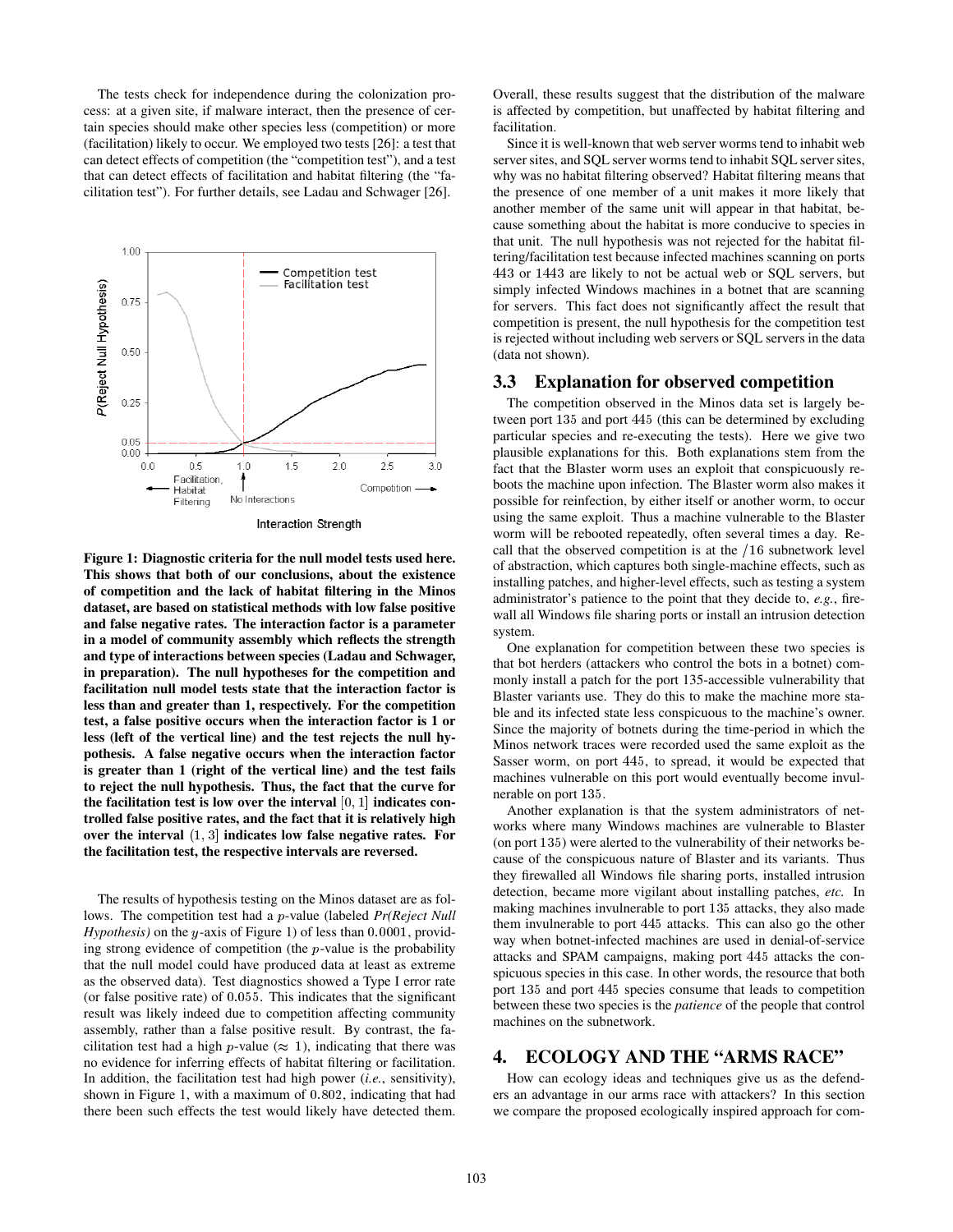The tests check for independence during the colonization process: at a given site, if malware interact, then the presence of certain species should make other species less (competition) or more (facilitation) likely to occur. We employed two tests [26]: a test that can detect effects of competition (the "competition test"), and a test that can detect effects of facilitation and habitat filtering (the "facilitation test"). For further details, see Ladau and Schwager [26].

1.00
0.75
0.50
0.25
0.05
0.00
P(Reject Null Hypothesis)
Competition test
Facilitation test
0.0 0.5 1.0 1.5 2.0 2.5 3.0
Facilitation, Habitat Filtering
No Interactions
Competition
Interaction Strength

**Figure 1: Diagnostic criteria for the null model tests used here. This shows that both of our conclusions, about the existence of competition and the lack of habitat filtering in the Minos dataset, are based on statistical methods with low false positive and false negative rates. The interaction factor is a parameter in a model of community assembly which reflects the strength and type of interactions between species (Ladau and Schwager, in preparation). The null hypotheses for the competition and facilitation null model tests state that the interaction factor is less than and greater than 1, respectively. For the competition test, a false positive occurs when the interaction factor is 1 or less (left of the vertical line) and the test rejects the null hypothesis. A false negative occurs when the interaction factor is greater than 1 (right of the vertical line) and the test fails to reject the null hypothesis. Thus, the fact that the curve for the facilitation test is low over the interval $[0, 1]$ indicates controlled false positive rates, and the fact that it is relatively high over the interval $(1, 3]$ indicates low false negative rates. For the facilitation test, the respective intervals are reversed.**

The results of hypothesis testing on the Minos dataset are as follows. The competition test had a $p$-value (labeled *Pr(Reject Null Hypothesis)* on the $y$-axis of Figure 1) of less than $0.0001$, providing strong evidence of competition (the $p$-value is the probability that the null model could have produced data at least as extreme as the observed data). Test diagnostics showed a Type I error rate (or false positive rate) of $0.055$. This indicates that the significant result was likely indeed due to competition affecting community assembly, rather than a false positive result. By contrast, the facilitation test had a high $p$-value ($\approx 1$), indicating that there was no evidence for inferring effects of habitat filtering or facilitation. In addition, the facilitation test had high power (*i.e.*, sensitivity), shown in Figure 1, with a maximum of $0.802$, indicating that had there been such effects the test would likely have detected them. Overall, these results suggest that the distribution of the malware is affected by competition, but unaffected by habitat filtering and facilitation.

Since it is well-known that web server worms tend to inhabit web server sites, and SQL server worms tend to inhabit SQL server sites, why was no habitat filtering observed? Habitat filtering means that the presence of one member of a unit makes it more likely that another member of the same unit will appear in that habitat, because something about the habitat is more conducive to species in that unit. The null hypothesis was not rejected for the habitat filtering/facilitation test because infected machines scanning on ports 443 or 1443 are likely to not be actual web or SQL servers, but simply infected Windows machines in a botnet that are scanning for servers. This fact does not significantly affect the result that competition is present, the null hypothesis for the competition test is rejected without including web servers or SQL servers in the data (data not shown).

## 3.3 Explanation for observed competition

The competition observed in the Minos data set is largely between port 135 and port 445 (this can be determined by excluding particular species and re-executing the tests). Here we give two plausible explanations for this. Both explanations stem from the fact that the Blaster worm uses an exploit that conspicuously reboots the machine upon infection. The Blaster worm also makes it possible for reinfection, by either itself or another worm, to occur using the same exploit. Thus a machine vulnerable to the Blaster worm will be rebooted repeatedly, often several times a day. Recall that the observed competition is at the $/16$ subnetwork level of abstraction, which captures both single-machine effects, such as installing patches, and higher-level effects, such as testing a system administrator's patience to the point that they decide to, *e.g.*, firewall all Windows file sharing ports or install an intrusion detection system.

One explanation for competition between these two species is that bot herders (attackers who control the bots in a botnet) commonly install a patch for the port 135-accessible vulnerability that Blaster variants use. They do this to make the machine more stable and its infected state less conspicuous to the machine's owner. Since the majority of botnets during the time-period in which the Minos network traces were recorded used the same exploit as the Sasser worm, on port 445, to spread, it would be expected that machines vulnerable on this port would eventually become invulnerable on port 135.

Another explanation is that the system administrators of networks where many Windows machines are vulnerable to Blaster (on port 135) were alerted to the vulnerability of their networks because of the conspicuous nature of Blaster and its variants. Thus they firewalled all Windows file sharing ports, installed intrusion detection, became more vigilant about installing patches, *etc.* In making machines invulnerable to port 135 attacks, they also made them invulnerable to port 445 attacks. This can also go the other way when botnet-infected machines are used in denial-of-service attacks and SPAM campaigns, making port 445 attacks the conspicuous species in this case. In other words, the resource that both port 135 and port 445 species consume that leads to competition between these two species is the *patience* of the people that control machines on the subnetwork.

# 4. ECOLOGY AND THE "ARMS RACE"

How can ecology ideas and techniques give us as the defenders an advantage in our arms race with attackers? In this section we compare the proposed ecologically inspired approach for com-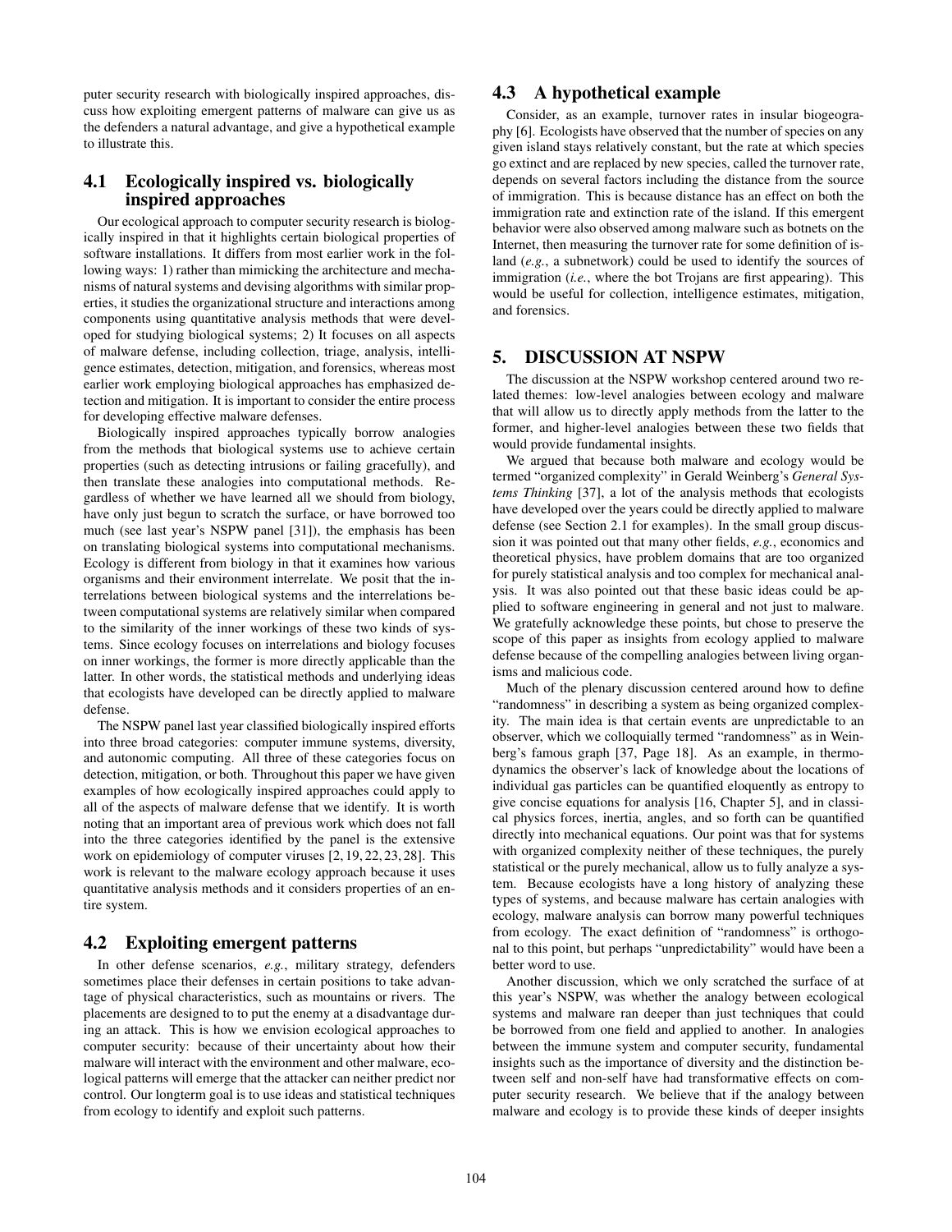puter security research with biologically inspired approaches, discuss how exploiting emergent patterns of malware can give us as the defenders a natural advantage, and give a hypothetical example to illustrate this.

### 4.1 Ecologically inspired vs. biologically inspired approaches

Our ecological approach to computer security research is biologically inspired in that it highlights certain biological properties of software installations. It differs from most earlier work in the following ways: 1) rather than mimicking the architecture and mechanisms of natural systems and devising algorithms with similar properties, it studies the organizational structure and interactions among components using quantitative analysis methods that were developed for studying biological systems; 2) It focuses on all aspects of malware defense, including collection, triage, analysis, intelligence estimates, detection, mitigation, and forensics, whereas most earlier work employing biological approaches has emphasized detection and mitigation. It is important to consider the entire process for developing effective malware defenses.

Biologically inspired approaches typically borrow analogies from the methods that biological systems use to achieve certain properties (such as detecting intrusions or failing gracefully), and then translate these analogies into computational methods. Regardless of whether we have learned all we should from biology, have only just begun to scratch the surface, or have borrowed too much (see last year's NSPW panel [31]), the emphasis has been on translating biological systems into computational mechanisms. Ecology is different from biology in that it examines how various organisms and their environment interrelate. We posit that the interrelations between biological systems and the interrelations between computational systems are relatively similar when compared to the similarity of the inner workings of these two kinds of systems. Since ecology focuses on interrelations and biology focuses on inner workings, the former is more directly applicable than the latter. In other words, the statistical methods and underlying ideas that ecologists have developed can be directly applied to malware defense.

The NSPW panel last year classified biologically inspired efforts into three broad categories: computer immune systems, diversity, and autonomic computing. All three of these categories focus on detection, mitigation, or both. Throughout this paper we have given examples of how ecologically inspired approaches could apply to all of the aspects of malware defense that we identify. It is worth noting that an important area of previous work which does not fall into the three categories identified by the panel is the extensive work on epidemiology of computer viruses [2, 19, 22, 23, 28]. This work is relevant to the malware ecology approach because it uses quantitative analysis methods and it considers properties of an entire system.

### 4.2 Exploiting emergent patterns

In other defense scenarios, *e.g.*, military strategy, defenders sometimes place their defenses in certain positions to take advantage of physical characteristics, such as mountains or rivers. The placements are designed to to put the enemy at a disadvantage during an attack. This is how we envision ecological approaches to computer security: because of their uncertainty about how their malware will interact with the environment and other malware, ecological patterns will emerge that the attacker can neither predict nor control. Our longterm goal is to use ideas and statistical techniques from ecology to identify and exploit such patterns.

### 4.3 A hypothetical example

Consider, as an example, turnover rates in insular biogeography [6]. Ecologists have observed that the number of species on any given island stays relatively constant, but the rate at which species go extinct and are replaced by new species, called the turnover rate, depends on several factors including the distance from the source of immigration. This is because distance has an effect on both the immigration rate and extinction rate of the island. If this emergent behavior were also observed among malware such as botnets on the Internet, then measuring the turnover rate for some definition of island (*e.g.*, a subnetwork) could be used to identify the sources of immigration (*i.e.*, where the bot Trojans are first appearing). This would be useful for collection, intelligence estimates, mitigation, and forensics.

## 5. DISCUSSION AT NSPW

The discussion at the NSPW workshop centered around two related themes: low-level analogies between ecology and malware that will allow us to directly apply methods from the latter to the former, and higher-level analogies between these two fields that would provide fundamental insights.

We argued that because both malware and ecology would be termed "organized complexity" in Gerald Weinberg's *General Systems Thinking* [37], a lot of the analysis methods that ecologists have developed over the years could be directly applied to malware defense (see Section 2.1 for examples). In the small group discussion it was pointed out that many other fields, *e.g.*, economics and theoretical physics, have problem domains that are too organized for purely statistical analysis and too complex for mechanical analysis. It was also pointed out that these basic ideas could be applied to software engineering in general and not just to malware. We gratefully acknowledge these points, but chose to preserve the scope of this paper as insights from ecology applied to malware defense because of the compelling analogies between living organisms and malicious code.

Much of the plenary discussion centered around how to define "randomness" in describing a system as being organized complexity. The main idea is that certain events are unpredictable to an observer, which we colloquially termed "randomness" as in Weinberg's famous graph [37, Page 18]. As an example, in thermodynamics the observer's lack of knowledge about the locations of individual gas particles can be quantified eloquently as entropy to give concise equations for analysis [16, Chapter 5], and in classical physics forces, inertia, angles, and so forth can be quantified directly into mechanical equations. Our point was that for systems with organized complexity neither of these techniques, the purely statistical or the purely mechanical, allow us to fully analyze a system. Because ecologists have a long history of analyzing these types of systems, and because malware has certain analogies with ecology, malware analysis can borrow many powerful techniques from ecology. The exact definition of "randomness" is orthogonal to this point, but perhaps "unpredictability" would have been a better word to use.

Another discussion, which we only scratched the surface of at this year's NSPW, was whether the analogy between ecological systems and malware ran deeper than just techniques that could be borrowed from one field and applied to another. In analogies between the immune system and computer security, fundamental insights such as the importance of diversity and the distinction between self and non-self have had transformative effects on computer security research. We believe that if the analogy between malware and ecology is to provide these kinds of deeper insights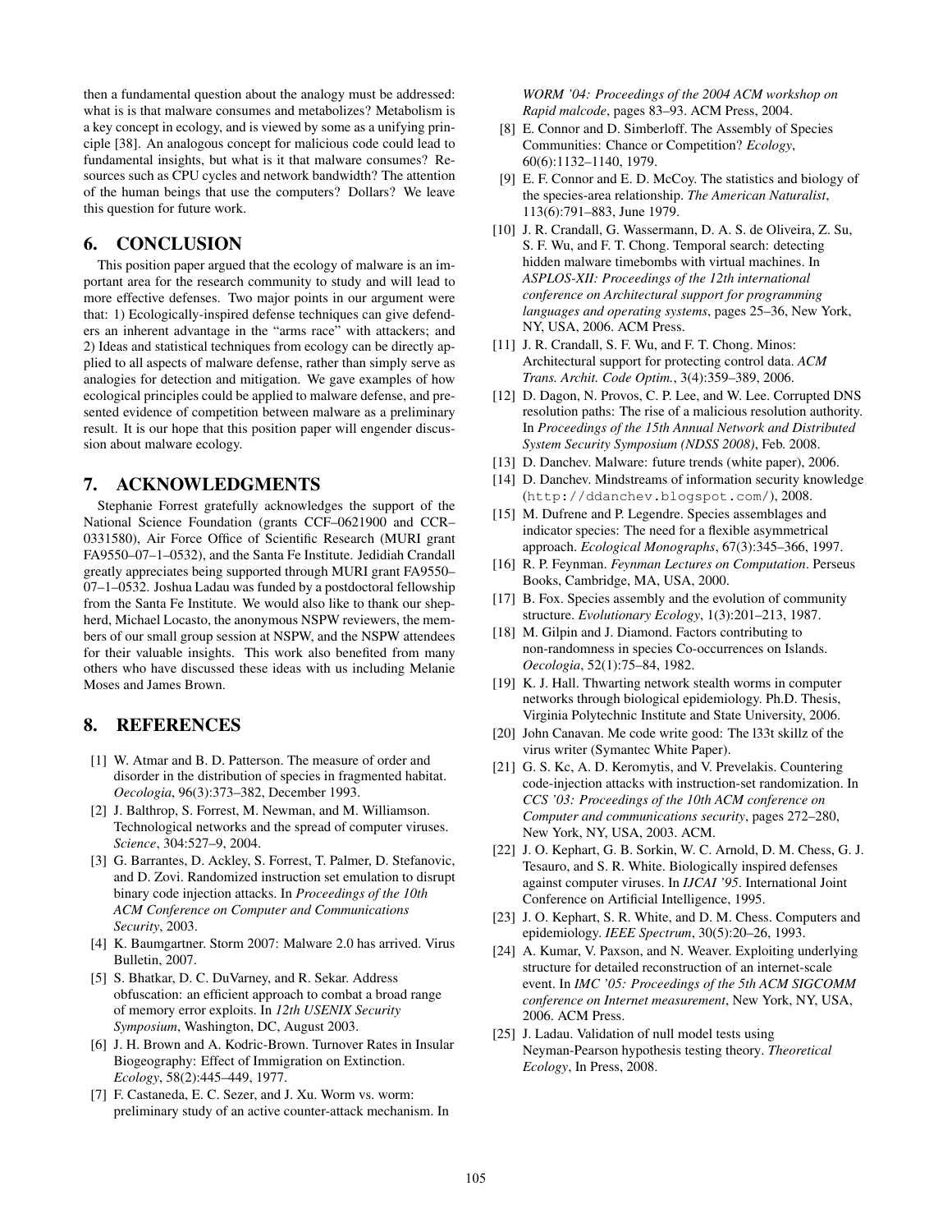then a fundamental question about the analogy must be addressed: what is is that malware consumes and metabolizes? Metabolism is a key concept in ecology, and is viewed by some as a unifying principle [38]. An analogous concept for malicious code could lead to fundamental insights, but what is it that malware consumes? Resources such as CPU cycles and network bandwidth? The attention of the human beings that use the computers? Dollars? We leave this question for future work.

## 6. CONCLUSION

This position paper argued that the ecology of malware is an important area for the research community to study and will lead to more effective defenses. Two major points in our argument were that: 1) Ecologically-inspired defense techniques can give defenders an inherent advantage in the "arms race" with attackers; and 2) Ideas and statistical techniques from ecology can be directly applied to all aspects of malware defense, rather than simply serve as analogies for detection and mitigation. We gave examples of how ecological principles could be applied to malware defense, and presented evidence of competition between malware as a preliminary result. It is our hope that this position paper will engender discussion about malware ecology.

## 7. ACKNOWLEDGMENTS

Stephanie Forrest gratefully acknowledges the support of the National Science Foundation (grants CCF–0621900 and CCR–0331580), Air Force Office of Scientific Research (MURI grant FA9550–07–1–0532), and the Santa Fe Institute. Jedidiah Crandall greatly appreciates being supported through MURI grant FA9550–07–1–0532. Joshua Ladau was funded by a postdoctoral fellowship from the Santa Fe Institute. We would also like to thank our shepherd, Michael Locasto, the anonymous NSPW reviewers, the members of our small group session at NSPW, and the NSPW attendees for their valuable insights. This work also benefited from many others who have discussed these ideas with us including Melanie Moses and James Brown.

## 8. REFERENCES

[1] W. Atmar and B. D. Patterson. The measure of order and disorder in the distribution of species in fragmented habitat. *Oecologia*, 96(3):373–382, December 1993.

[2] J. Balthrop, S. Forrest, M. Newman, and M. Williamson. Technological networks and the spread of computer viruses. *Science*, 304:527–9, 2004.

[3] G. Barrantes, D. Ackley, S. Forrest, T. Palmer, D. Stefanovic, and D. Zovi. Randomized instruction set emulation to disrupt binary code injection attacks. In *Proceedings of the 10th ACM Conference on Computer and Communications Security*, 2003.

[4] K. Baumgartner. Storm 2007: Malware 2.0 has arrived. Virus Bulletin, 2007.

[5] S. Bhatkar, D. C. DuVarney, and R. Sekar. Address obfuscation: an efficient approach to combat a broad range of memory error exploits. In *12th USENIX Security Symposium*, Washington, DC, August 2003.

[6] J. H. Brown and A. Kodric-Brown. Turnover Rates in Insular Biogeography: Effect of Immigration on Extinction. *Ecology*, 58(2):445–449, 1977.

[7] F. Castaneda, E. C. Sezer, and J. Xu. Worm vs. worm: preliminary study of an active counter-attack mechanism. In *WORM '04: Proceedings of the 2004 ACM workshop on Rapid malcode*, pages 83–93. ACM Press, 2004.

[8] E. Connor and D. Simberloff. The Assembly of Species Communities: Chance or Competition? *Ecology*, 60(6):1132–1140, 1979.

[9] E. F. Connor and E. D. McCoy. The statistics and biology of the species-area relationship. *The American Naturalist*, 113(6):791–883, June 1979.

[10] J. R. Crandall, G. Wassermann, D. A. S. de Oliveira, Z. Su, S. F. Wu, and F. T. Chong. Temporal search: detecting hidden malware timebombs with virtual machines. In *ASPLOS-XII: Proceedings of the 12th international conference on Architectural support for programming languages and operating systems*, pages 25–36, New York, NY, USA, 2006. ACM Press.

[11] J. R. Crandall, S. F. Wu, and F. T. Chong. Minos: Architectural support for protecting control data. *ACM Trans. Archit. Code Optim.*, 3(4):359–389, 2006.

[12] D. Dagon, N. Provos, C. P. Lee, and W. Lee. Corrupted DNS resolution paths: The rise of a malicious resolution authority. In *Proceedings of the 15th Annual Network and Distributed System Security Symposium (NDSS 2008)*, Feb. 2008.

[13] D. Danchev. Malware: future trends (white paper), 2006.

[14] D. Danchev. Mindstreams of information security knowledge (http://ddanchev.blogspot.com/), 2008.

[15] M. Dufrene and P. Legendre. Species assemblages and indicator species: The need for a flexible asymmetrical approach. *Ecological Monographs*, 67(3):345–366, 1997.

[16] R. P. Feynman. *Feynman Lectures on Computation*. Perseus Books, Cambridge, MA, USA, 2000.

[17] B. Fox. Species assembly and the evolution of community structure. *Evolutionary Ecology*, 1(3):201–213, 1987.

[18] M. Gilpin and J. Diamond. Factors contributing to non-randomness in species Co-occurrences on Islands. *Oecologia*, 52(1):75–84, 1982.

[19] K. J. Hall. Thwarting network stealth worms in computer networks through biological epidemiology. Ph.D. Thesis, Virginia Polytechnic Institute and State University, 2006.

[20] John Canavan. Me code write good: The l33t skillz of the virus writer (Symantec White Paper).

[21] G. S. Kc, A. D. Keromytis, and V. Prevelakis. Countering code-injection attacks with instruction-set randomization. In *CCS '03: Proceedings of the 10th ACM conference on Computer and communications security*, pages 272–280, New York, NY, USA, 2003. ACM.

[22] J. O. Kephart, G. B. Sorkin, W. C. Arnold, D. M. Chess, G. J. Tesauro, and S. R. White. Biologically inspired defenses against computer viruses. In *IJCAI '95*. International Joint Conference on Artificial Intelligence, 1995.

[23] J. O. Kephart, S. R. White, and D. M. Chess. Computers and epidemiology. *IEEE Spectrum*, 30(5):20–26, 1993.

[24] A. Kumar, V. Paxson, and N. Weaver. Exploiting underlying structure for detailed reconstruction of an internet-scale event. In *IMC '05: Proceedings of the 5th ACM SIGCOMM conference on Internet measurement*, New York, NY, USA, 2006. ACM Press.

[25] J. Ladau. Validation of null model tests using Neyman-Pearson hypothesis testing theory. *Theoretical Ecology*, In Press, 2008.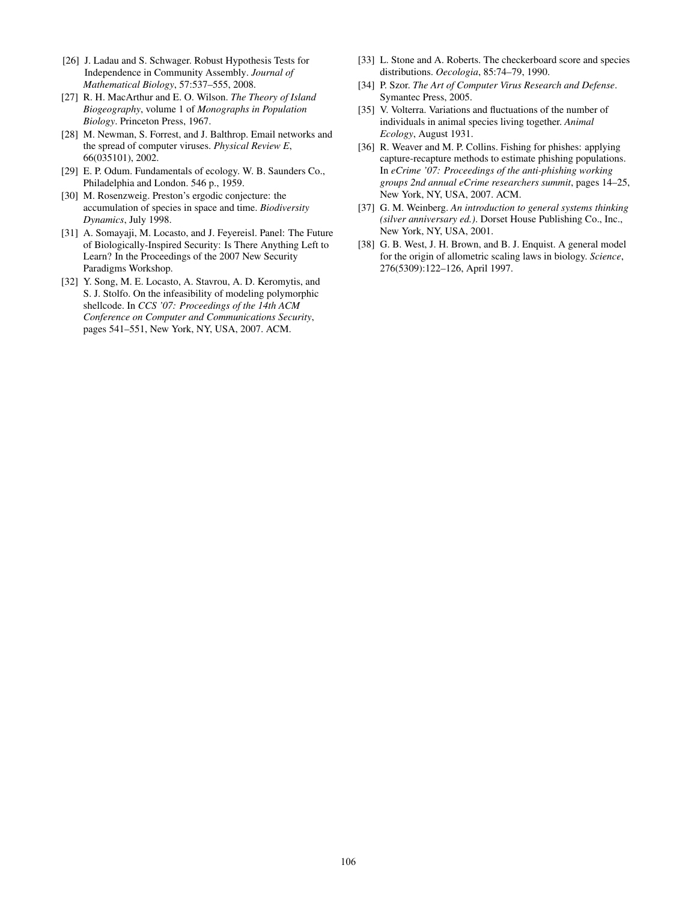[26] J. Ladau and S. Schwager. Robust Hypothesis Tests for Independence in Community Assembly. *Journal of Mathematical Biology*, 57:537–555, 2008.

[27] R. H. MacArthur and E. O. Wilson. *The Theory of Island Biogeography*, volume 1 of *Monographs in Population Biology*. Princeton Press, 1967.

[28] M. Newman, S. Forrest, and J. Balthrop. Email networks and the spread of computer viruses. *Physical Review E*, 66(035101), 2002.

[29] E. P. Odum. Fundamentals of ecology. W. B. Saunders Co., Philadelphia and London. 546 p., 1959.

[30] M. Rosenzweig. Preston's ergodic conjecture: the accumulation of species in space and time. *Biodiversity Dynamics*, July 1998.

[31] A. Somayaji, M. Locasto, and J. Feyereisl. Panel: The Future of Biologically-Inspired Security: Is There Anything Left to Learn? In the Proceedings of the 2007 New Security Paradigms Workshop.

[32] Y. Song, M. E. Locasto, A. Stavrou, A. D. Keromytis, and S. J. Stolfo. On the infeasibility of modeling polymorphic shellcode. In *CCS '07: Proceedings of the 14th ACM Conference on Computer and Communications Security*, pages 541–551, New York, NY, USA, 2007. ACM.

[33] L. Stone and A. Roberts. The checkerboard score and species distributions. *Oecologia*, 85:74–79, 1990.

[34] P. Szor. *The Art of Computer Virus Research and Defense*. Symantec Press, 2005.

[35] V. Volterra. Variations and fluctuations of the number of individuals in animal species living together. *Animal Ecology*, August 1931.

[36] R. Weaver and M. P. Collins. Fishing for phishes: applying capture-recapture methods to estimate phishing populations. In *eCrime '07: Proceedings of the anti-phishing working groups 2nd annual eCrime researchers summit*, pages 14–25, New York, NY, USA, 2007. ACM.

[37] G. M. Weinberg. *An introduction to general systems thinking (silver anniversary ed.)*. Dorset House Publishing Co., Inc., New York, NY, USA, 2001.

[38] G. B. West, J. H. Brown, and B. J. Enquist. A general model for the origin of allometric scaling laws in biology. *Science*, 276(5309):122–126, April 1997.